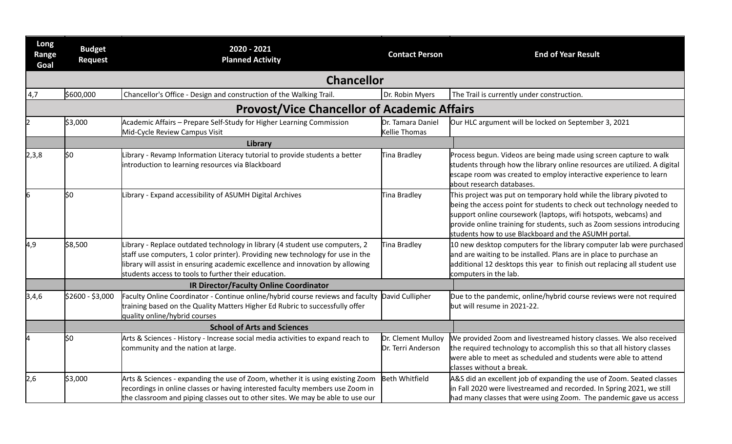| Long Range Goal | Budget Request | 2020 - 2021 Planned Activity | Contact Person | End of Year Result |
|---|---|---|---|---|
| **Chancellor** | | | | |
| 4,7 | $600,000 | Chancellor's Office - Design and construction of the Walking Trail. | Dr. Robin Myers | The Trail is currently under construction. |
| **Provost/Vice Chancellor of Academic Affairs** | | | | |
| 2 | $3,000 | Academic Affairs – Prepare Self-Study for Higher Learning Commission Mid-Cycle Review Campus Visit | Dr. Tamara Daniel Kellie Thomas | Our HLC argument will be locked on September 3, 2021 |
| | **Library** | | | |
| 2,3,8 | $0 | Library - Revamp Information Literacy tutorial to provide students a better introduction to learning resources via Blackboard | Tina Bradley | Process begun. Videos are being made using screen capture to walk students through how the library online resources are utilized. A digital escape room was created to employ interactive experience to learn about research databases. |
| 6 | $0 | Library - Expand accessibility of ASUMH Digital Archives | Tina Bradley | This project was put on temporary hold while the library pivoted to being the access point for students to check out technology needed to support online coursework (laptops, wifi hotspots, webcams) and provide online training for students, such as Zoom sessions introducing students how to use Blackboard and the ASUMH portal. |
| 4,9 | $8,500 | Library - Replace outdated technology in library (4 student use computers, 2 staff use computers, 1 color printer). Providing new technology for use in the library will assist in ensuring academic excellence and innovation by allowing students access to tools to further their education. | Tina Bradley | 10 new desktop computers for the library computer lab were purchased and are waiting to be installed. Plans are in place to purchase an additional 12 desktops this year to finish out replacing all student use computers in the lab. |
| | **IR Director/Faculty Online Coordinator** | | | |
| 3,4,6 | $2600 - $3,000 | Faculty Online Coordinator - Continue online/hybrid course reviews and faculty training based on the Quality Matters Higher Ed Rubric to successfully offer quality online/hybrid courses | David Cullipher | Due to the pandemic, online/hybrid course reviews were not required but will resume in 2021-22. |
| | **School of Arts and Sciences** | | | |
| 4 | $0 | Arts & Sciences - History - Increase social media activities to expand reach to community and the nation at large. | Dr. Clement Mulloy Dr. Terri Anderson | We provided Zoom and livestreamed history classes. We also received the required technology to accomplish this so that all history classes were able to meet as scheduled and students were able to attend classes without a break. |
| 2,6 | $3,000 | Arts & Sciences - expanding the use of Zoom, whether it is using existing Zoom recordings in online classes or having interested faculty members use Zoom in the classroom and piping classes out to other sites. We may be able to use our | Beth Whitfield | A&S did an excellent job of expanding the use of Zoom. Seated classes in Fall 2020 were livestreamed and recorded. In Spring 2021, we still had many classes that were using Zoom. The pandemic gave us access |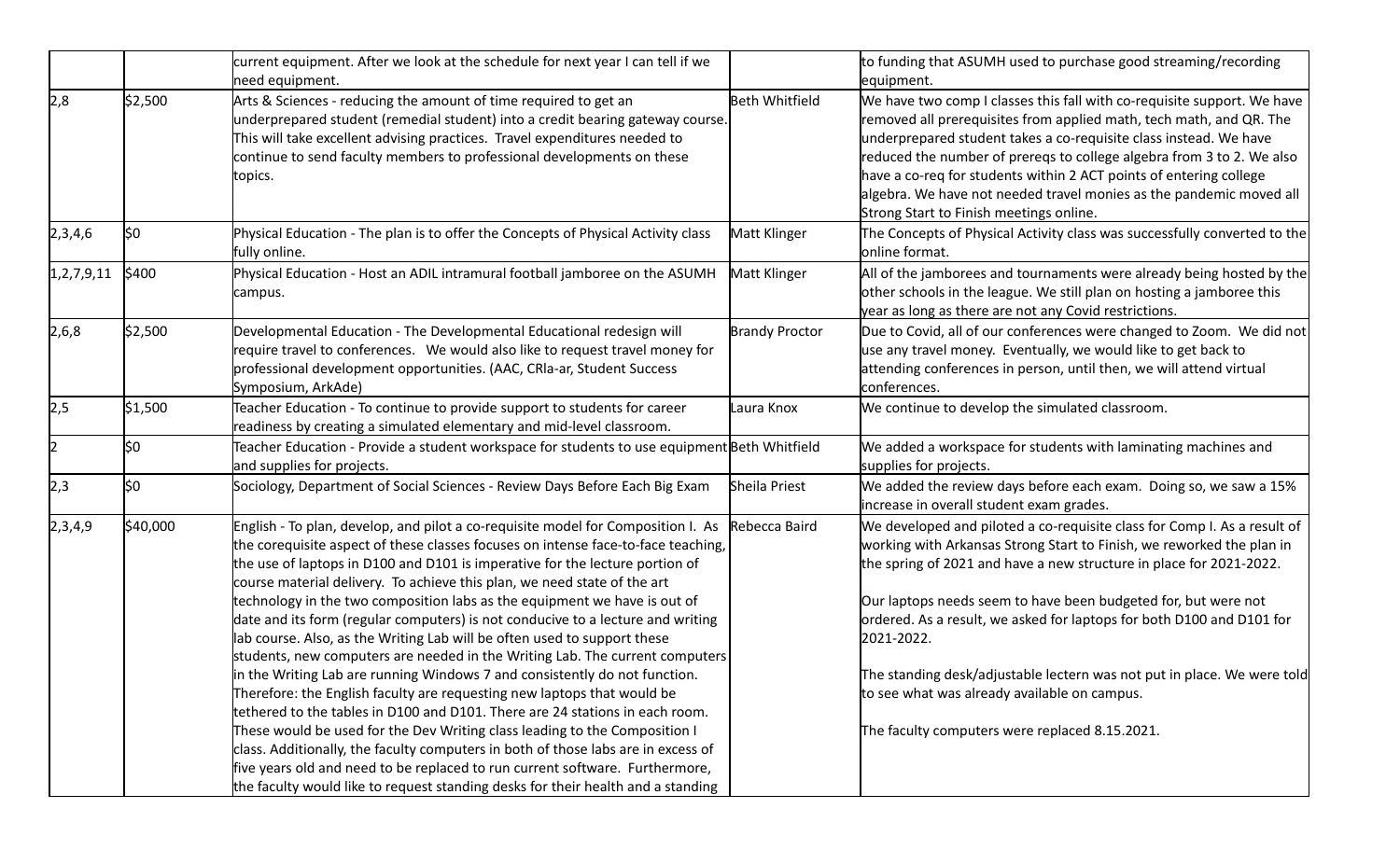| | | | | |
|---|---|---|---|---|
| | | current equipment. After we look at the schedule for next year I can tell if we need equipment. | | to funding that ASUMH used to purchase good streaming/recording equipment. |
| 2,8 | $2,500 | Arts & Sciences - reducing the amount of time required to get an underprepared student (remedial student) into a credit bearing gateway course. This will take excellent advising practices. Travel expenditures needed to continue to send faculty members to professional developments on these topics. | Beth Whitfield | We have two comp I classes this fall with co-requisite support. We have removed all prerequisites from applied math, tech math, and QR. The underprepared student takes a co-requisite class instead. We have reduced the number of prereqs to college algebra from 3 to 2. We also have a co-req for students within 2 ACT points of entering college algebra. We have not needed travel monies as the pandemic moved all Strong Start to Finish meetings online. |
| 2,3,4,6 | $0 | Physical Education - The plan is to offer the Concepts of Physical Activity class fully online. | Matt Klinger | The Concepts of Physical Activity class was successfully converted to the online format. |
| 1,2,7,9,11 | $400 | Physical Education - Host an ADIL intramural football jamboree on the ASUMH campus. | Matt Klinger | All of the jamborees and tournaments were already being hosted by the other schools in the league. We still plan on hosting a jamboree this year as long as there are not any Covid restrictions. |
| 2,6,8 | $2,500 | Developmental Education - The Developmental Educational redesign will require travel to conferences. We would also like to request travel money for professional development opportunities. (AAC, CRla-ar, Student Success Symposium, ArkAde) | Brandy Proctor | Due to Covid, all of our conferences were changed to Zoom. We did not use any travel money. Eventually, we would like to get back to attending conferences in person, until then, we will attend virtual conferences. |
| 2,5 | $1,500 | Teacher Education - To continue to provide support to students for career readiness by creating a simulated elementary and mid-level classroom. | Laura Knox | We continue to develop the simulated classroom. |
| 2 | $0 | Teacher Education - Provide a student workspace for students to use equipment and supplies for projects. | Beth Whitfield | We added a workspace for students with laminating machines and supplies for projects. |
| 2,3 | $0 | Sociology, Department of Social Sciences - Review Days Before Each Big Exam | Sheila Priest | We added the review days before each exam. Doing so, we saw a 15% increase in overall student exam grades. |
| 2,3,4,9 | $40,000 | English - To plan, develop, and pilot a co-requisite model for Composition I. As the corequisite aspect of these classes focuses on intense face-to-face teaching, the use of laptops in D100 and D101 is imperative for the lecture portion of course material delivery. To achieve this plan, we need state of the art technology in the two composition labs as the equipment we have is out of date and its form (regular computers) is not conducive to a lecture and writing lab course. Also, as the Writing Lab will be often used to support these students, new computers are needed in the Writing Lab. The current computers in the Writing Lab are running Windows 7 and consistently do not function. Therefore: the English faculty are requesting new laptops that would be tethered to the tables in D100 and D101. There are 24 stations in each room. These would be used for the Dev Writing class leading to the Composition I class. Additionally, the faculty computers in both of those labs are in excess of five years old and need to be replaced to run current software. Furthermore, the faculty would like to request standing desks for their health and a standing | Rebecca Baird | We developed and piloted a co-requisite class for Comp I. As a result of working with Arkansas Strong Start to Finish, we reworked the plan in the spring of 2021 and have a new structure in place for 2021-2022.<br><br>Our laptops needs seem to have been budgeted for, but were not ordered. As a result, we asked for laptops for both D100 and D101 for 2021-2022.<br><br>The standing desk/adjustable lectern was not put in place. We were told to see what was already available on campus.<br><br>The faculty computers were replaced 8.15.2021. |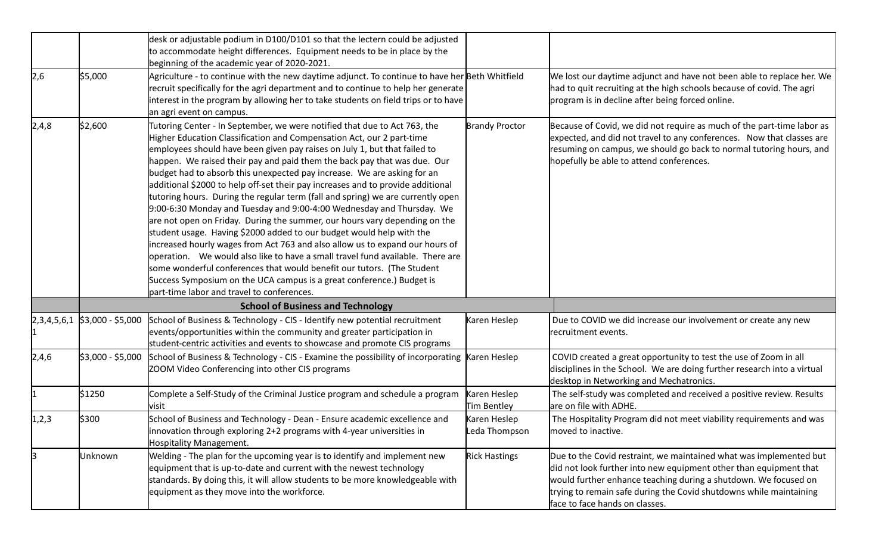| | | | | |
|---|---|---|---|---|
| | | desk or adjustable podium in D100/D101 so that the lectern could be adjusted to accommodate height differences. Equipment needs to be in place by the beginning of the academic year of 2020-2021. | | |
| 2,6 | $5,000 | Agriculture - to continue with the new daytime adjunct. To continue to have her recruit specifically for the agri department and to continue to help her generate interest in the program by allowing her to take students on field trips or to have an agri event on campus. | Beth Whitfield | We lost our daytime adjunct and have not been able to replace her. We had to quit recruiting at the high schools because of covid. The agri program is in decline after being forced online. |
| 2,4,8 | $2,600 | Tutoring Center - In September, we were notified that due to Act 763, the Higher Education Classification and Compensation Act, our 2 part-time employees should have been given pay raises on July 1, but that failed to happen. We raised their pay and paid them the back pay that was due. Our budget had to absorb this unexpected pay increase. We are asking for an additional $2000 to help off-set their pay increases and to provide additional tutoring hours. During the regular term (fall and spring) we are currently open 9:00-6:30 Monday and Tuesday and 9:00-4:00 Wednesday and Thursday. We are not open on Friday. During the summer, our hours vary depending on the student usage. Having $2000 added to our budget would help with the increased hourly wages from Act 763 and also allow us to expand our hours of operation. We would also like to have a small travel fund available. There are some wonderful conferences that would benefit our tutors. (The Student Success Symposium on the UCA campus is a great conference.) Budget is part-time labor and travel to conferences. | Brandy Proctor | Because of Covid, we did not require as much of the part-time labor as expected, and did not travel to any conferences. Now that classes are resuming on campus, we should go back to normal tutoring hours, and hopefully be able to attend conferences. |
| | | **School of Business and Technology** | | |
| 2,3,4,5,6,1 1 | $3,000 - $5,000 | School of Business & Technology - CIS - Identify new potential recruitment events/opportunities within the community and greater participation in student-centric activities and events to showcase and promote CIS programs | Karen Heslep | Due to COVID we did increase our involvement or create any new recruitment events. |
| 2,4,6 | $3,000 - $5,000 | School of Business & Technology - CIS - Examine the possibility of incorporating ZOOM Video Conferencing into other CIS programs | Karen Heslep | COVID created a great opportunity to test the use of Zoom in all disciplines in the School. We are doing further research into a virtual desktop in Networking and Mechatronics. |
| 1 | $1250 | Complete a Self-Study of the Criminal Justice program and schedule a program visit | Karen Heslep<br>Tim Bentley | The self-study was completed and received a positive review. Results are on file with ADHE. |
| 1,2,3 | $300 | School of Business and Technology - Dean - Ensure academic excellence and innovation through exploring 2+2 programs with 4-year universities in Hospitality Management. | Karen Heslep<br>Leda Thompson | The Hospitality Program did not meet viability requirements and was moved to inactive. |
| 3 | Unknown | Welding - The plan for the upcoming year is to identify and implement new equipment that is up-to-date and current with the newest technology standards. By doing this, it will allow students to be more knowledgeable with equipment as they move into the workforce. | Rick Hastings | Due to the Covid restraint, we maintained what was implemented but did not look further into new equipment other than equipment that would further enhance teaching during a shutdown. We focused on trying to remain safe during the Covid shutdowns while maintaining face to face hands on classes. |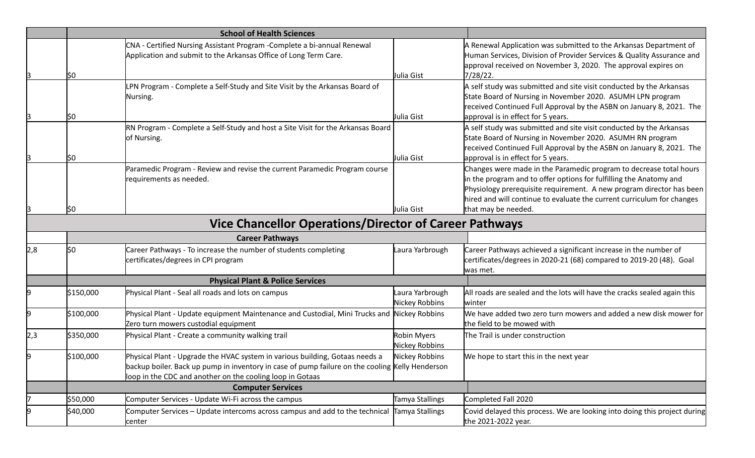| | | School of Health Sciences | | |
|---|---|---|---|---|
| 3 | $0 | CNA - Certified Nursing Assistant Program -Complete a bi-annual Renewal Application and submit to the Arkansas Office of Long Term Care. | Julia Gist | A Renewal Application was submitted to the Arkansas Department of Human Services, Division of Provider Services & Quality Assurance and approval received on November 3, 2020. The approval expires on 7/28/22. |
| 3 | $0 | LPN Program - Complete a Self-Study and Site Visit by the Arkansas Board of Nursing. | Julia Gist | A self study was submitted and site visit conducted by the Arkansas State Board of Nursing in November 2020. ASUMH LPN program received Continued Full Approval by the ASBN on January 8, 2021. The approval is in effect for 5 years. |
| 3 | $0 | RN Program - Complete a Self-Study and host a Site Visit for the Arkansas Board of Nursing. | Julia Gist | A self study was submitted and site visit conducted by the Arkansas State Board of Nursing in November 2020. ASUMH RN program received Continued Full Approval by the ASBN on January 8, 2021. The approval is in effect for 5 years. |
| 3 | $0 | Paramedic Program - Review and revise the current Paramedic Program course requirements as needed. | Julia Gist | Changes were made in the Paramedic program to decrease total hours in the program and to offer options for fulfilling the Anatomy and Physiology prerequisite requirement. A new program director has been hired and will continue to evaluate the current curriculum for changes that may be needed. |
| | | **Vice Chancellor Operations/Director of Career Pathways** | | |
| | | **Career Pathways** | | |
| 2,8 | $0 | Career Pathways - To increase the number of students completing certificates/degrees in CPI program | Laura Yarbrough | Career Pathways achieved a significant increase in the number of certificates/degrees in 2020-21 (68) compared to 2019-20 (48). Goal was met. |
| | | **Physical Plant & Police Services** | | |
| 9 | $150,000 | Physical Plant - Seal all roads and lots on campus | Laura Yarbrough Nickey Robbins | All roads are sealed and the lots will have the cracks sealed again this winter |
| 9 | $100,000 | Physical Plant - Update equipment Maintenance and Custodial, Mini Trucks and Zero turn mowers custodial equipment | Nickey Robbins | We have added two zero turn mowers and added a new disk mower for the field to be mowed with |
| 2,3 | $350,000 | Physical Plant - Create a community walking trail | Robin Myers Nickey Robbins | The Trail is under construction |
| 9 | $100,000 | Physical Plant - Upgrade the HVAC system in various building, Gotaas needs a backup boiler. Back up pump in inventory in case of pump failure on the cooling loop in the CDC and another on the cooling loop in Gotaas | Nickey Robbins Kelly Henderson | We hope to start this in the next year |
| | | **Computer Services** | | |
| 7 | $50,000 | Computer Services - Update Wi-Fi across the campus | Tamya Stallings | Completed Fall 2020 |
| 9 | $40,000 | Computer Services – Update intercoms across campus and add to the technical center | Tamya Stallings | Covid delayed this process. We are looking into doing this project during the 2021-2022 year. |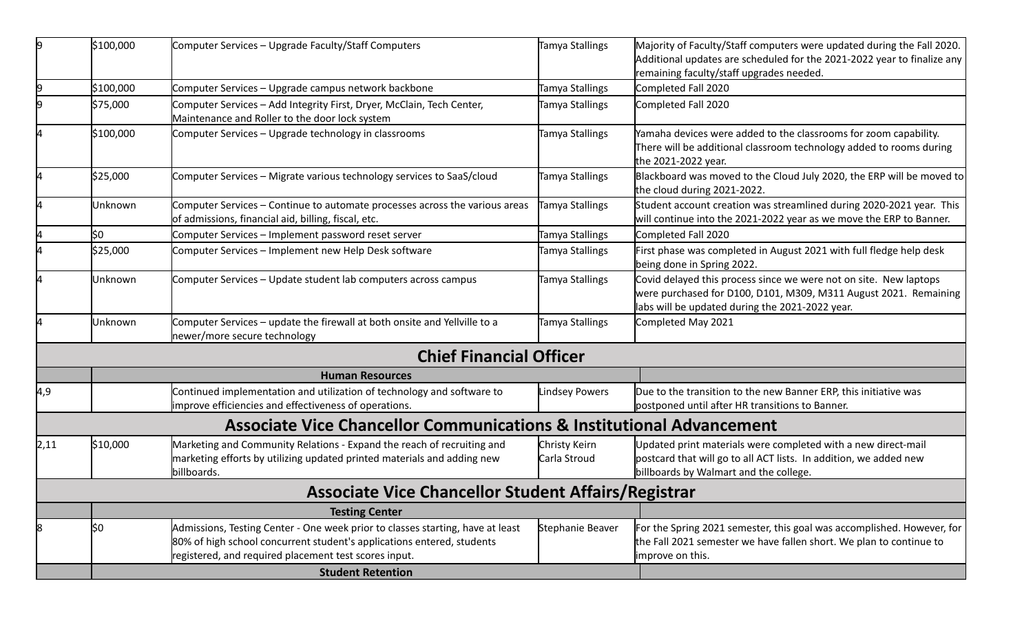| | | | | |
|---|---|---|---|---|
| 9 | $100,000 | Computer Services – Upgrade Faculty/Staff Computers | Tamya Stallings | Majority of Faculty/Staff computers were updated during the Fall 2020. Additional updates are scheduled for the 2021-2022 year to finalize any remaining faculty/staff upgrades needed. |
| 9 | $100,000 | Computer Services – Upgrade campus network backbone | Tamya Stallings | Completed Fall 2020 |
| 9 | $75,000 | Computer Services – Add Integrity First, Dryer, McClain, Tech Center, Maintenance and Roller to the door lock system | Tamya Stallings | Completed Fall 2020 |
| 4 | $100,000 | Computer Services – Upgrade technology in classrooms | Tamya Stallings | Yamaha devices were added to the classrooms for zoom capability. There will be additional classroom technology added to rooms during the 2021-2022 year. |
| 4 | $25,000 | Computer Services – Migrate various technology services to SaaS/cloud | Tamya Stallings | Blackboard was moved to the Cloud July 2020, the ERP will be moved to the cloud during 2021-2022. |
| 4 | Unknown | Computer Services – Continue to automate processes across the various areas of admissions, financial aid, billing, fiscal, etc. | Tamya Stallings | Student account creation was streamlined during 2020-2021 year. This will continue into the 2021-2022 year as we move the ERP to Banner. |
| 4 | $0 | Computer Services – Implement password reset server | Tamya Stallings | Completed Fall 2020 |
| 4 | $25,000 | Computer Services – Implement new Help Desk software | Tamya Stallings | First phase was completed in August 2021 with full fledge help desk being done in Spring 2022. |
| 4 | Unknown | Computer Services – Update student lab computers across campus | Tamya Stallings | Covid delayed this process since we were not on site. New laptops were purchased for D100, D101, M309, M311 August 2021. Remaining labs will be updated during the 2021-2022 year. |
| 4 | Unknown | Computer Services – update the firewall at both onsite and Yellville to a newer/more secure technology | Tamya Stallings | Completed May 2021 |
| **Chief Financial Officer** | | | | |
| | **Human Resources** | | | |
| 4,9 | | Continued implementation and utilization of technology and software to improve efficiencies and effectiveness of operations. | Lindsey Powers | Due to the transition to the new Banner ERP, this initiative was postponed until after HR transitions to Banner. |
| **Associate Vice Chancellor Communications & Institutional Advancement** | | | | |
| 2,11 | $10,000 | Marketing and Community Relations - Expand the reach of recruiting and marketing efforts by utilizing updated printed materials and adding new billboards. | Christy Keirn<br>Carla Stroud | Updated print materials were completed with a new direct-mail postcard that will go to all ACT lists. In addition, we added new billboards by Walmart and the college. |
| **Associate Vice Chancellor Student Affairs/Registrar** | | | | |
| | **Testing Center** | | | |
| 8 | $0 | Admissions, Testing Center - One week prior to classes starting, have at least 80% of high school concurrent student's applications entered, students registered, and required placement test scores input. | Stephanie Beaver | For the Spring 2021 semester, this goal was accomplished. However, for the Fall 2021 semester we have fallen short. We plan to continue to improve on this. |
| | **Student Retention** | | | |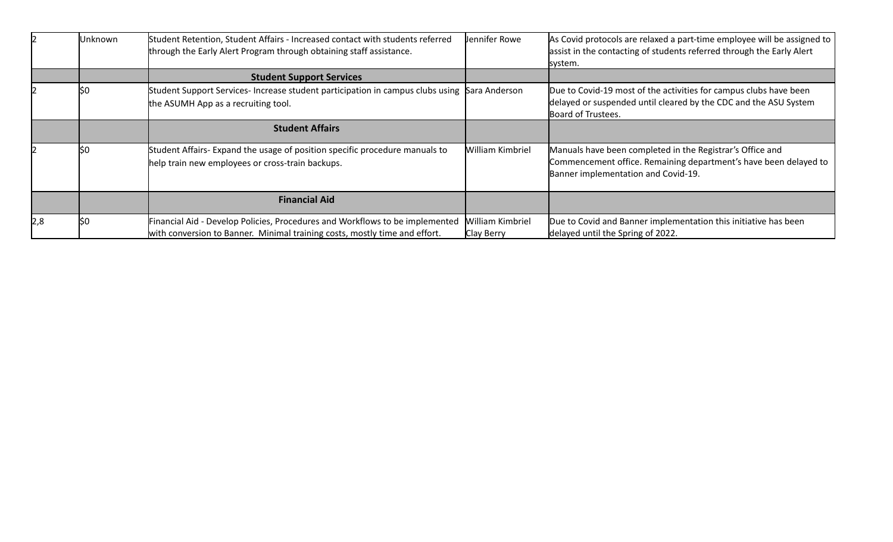| | | | | |
|---|---|---|---|---|
| 2 | Unknown | Student Retention, Student Affairs - Increased contact with students referred through the Early Alert Program through obtaining staff assistance. | Jennifer Rowe | As Covid protocols are relaxed a part-time employee will be assigned to assist in the contacting of students referred through the Early Alert system. |
| | | **Student Support Services** | | |
| 2 | $0 | Student Support Services- Increase student participation in campus clubs using the ASUMH App as a recruiting tool. | Sara Anderson | Due to Covid-19 most of the activities for campus clubs have been delayed or suspended until cleared by the CDC and the ASU System Board of Trustees. |
| | | **Student Affairs** | | |
| 2 | $0 | Student Affairs- Expand the usage of position specific procedure manuals to help train new employees or cross-train backups. | William Kimbriel | Manuals have been completed in the Registrar's Office and Commencement office. Remaining department's have been delayed to Banner implementation and Covid-19. |
| | | **Financial Aid** | | |
| 2,8 | $0 | Financial Aid - Develop Policies, Procedures and Workflows to be implemented with conversion to Banner. Minimal training costs, mostly time and effort. | William Kimbriel<br>Clay Berry | Due to Covid and Banner implementation this initiative has been delayed until the Spring of 2022. |